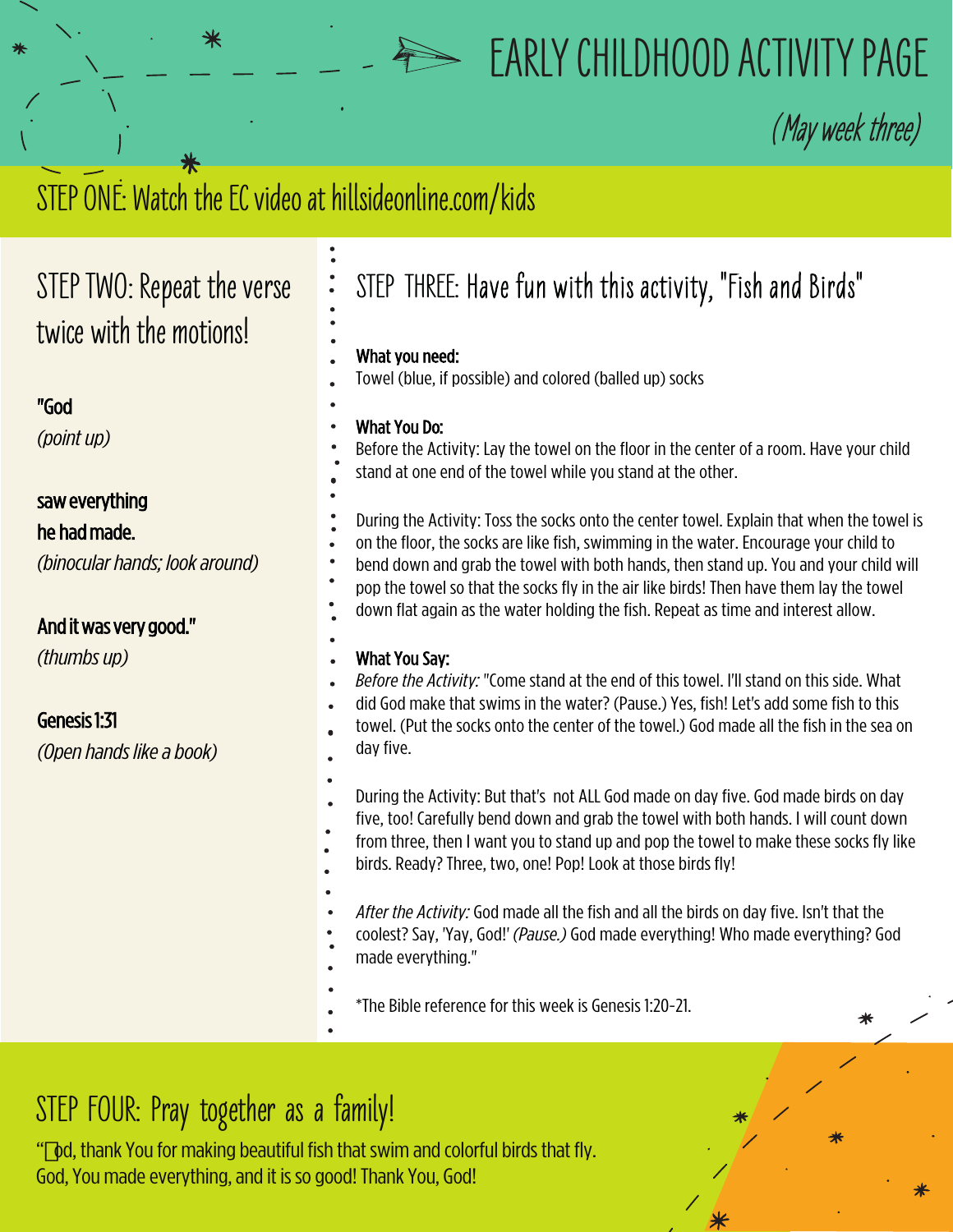# EARLY CHILDHOOD ACTIVITY PAGE

*(May week three)*

## STEP ONE: Watch the EC video at hillsideonline.com/kids

## STEP TWO: Repeat the verse twice with the motions!

**"God**
*(point up)*

**saw everything he had made.**
*(binocular hands; look around)*

**And it was very good."**
*(thumbs up)*

**Genesis 1:31**
*(Open hands like a book)*

## STEP THREE: Have fun with this activity, "Fish and Birds"

**What you need:**
Towel (blue, if possible) and colored (balled up) socks

**What You Do:**
Before the Activity: Lay the towel on the floor in the center of a room. Have your child stand at one end of the towel while you stand at the other.

During the Activity: Toss the socks onto the center towel. Explain that when the towel is on the floor, the socks are like fish, swimming in the water. Encourage your child to bend down and grab the towel with both hands, then stand up. You and your child will pop the towel so that the socks fly in the air like birds! Then have them lay the towel down flat again as the water holding the fish. Repeat as time and interest allow.

**What You Say:**
*Before the Activity:* "Come stand at the end of this towel. I'll stand on this side. What did God make that swims in the water? (Pause.) Yes, fish! Let's add some fish to this towel. (Put the socks onto the center of the towel.) God made all the fish in the sea on day five.

During the Activity: But that's not ALL God made on day five. God made birds on day five, too! Carefully bend down and grab the towel with both hands. I will count down from three, then I want you to stand up and pop the towel to make these socks fly like birds. Ready? Three, two, one! Pop! Look at those birds fly!

*After the Activity:* God made all the fish and all the birds on day five. Isn't that the coolest? Say, 'Yay, God!' *(Pause.)* God made everything! Who made everything? God made everything."

*The Bible reference for this week is Genesis 1:20-21.

## STEP FOUR: Pray together as a family!

"God, thank You for making beautiful fish that swim and colorful birds that fly. God, You made everything, and it is so good! Thank You, God!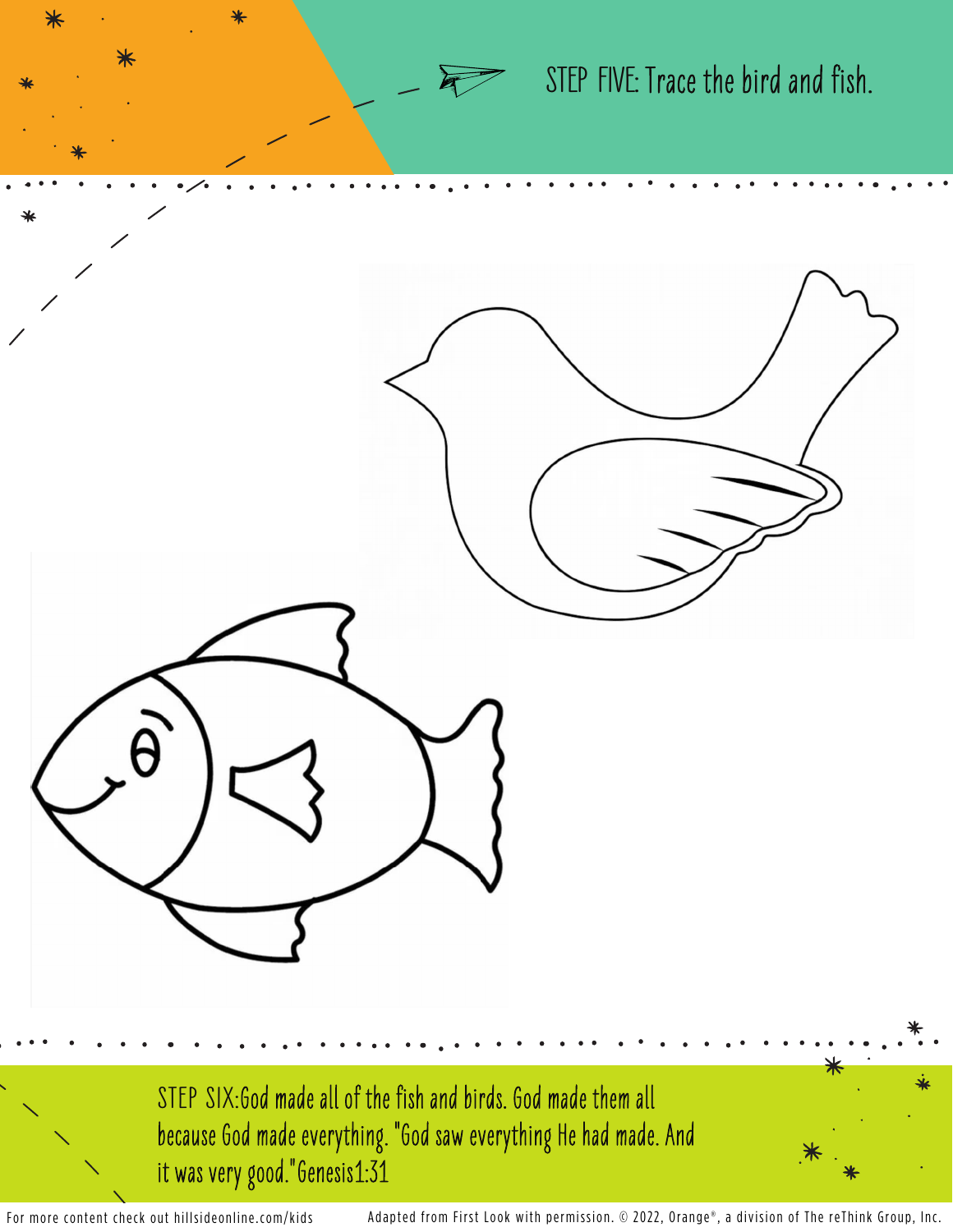STEP FIVE: Trace the bird and fish.

STEP SIX: God made all of the fish and birds. God made them all because God made everything. "God saw everything He had made. And it was very good." Genesis 1:31

For more content check out hillsideonline.com/kids

Adapted from First Look with permission. © 2022, Orange®, a division of The reThink Group, Inc.